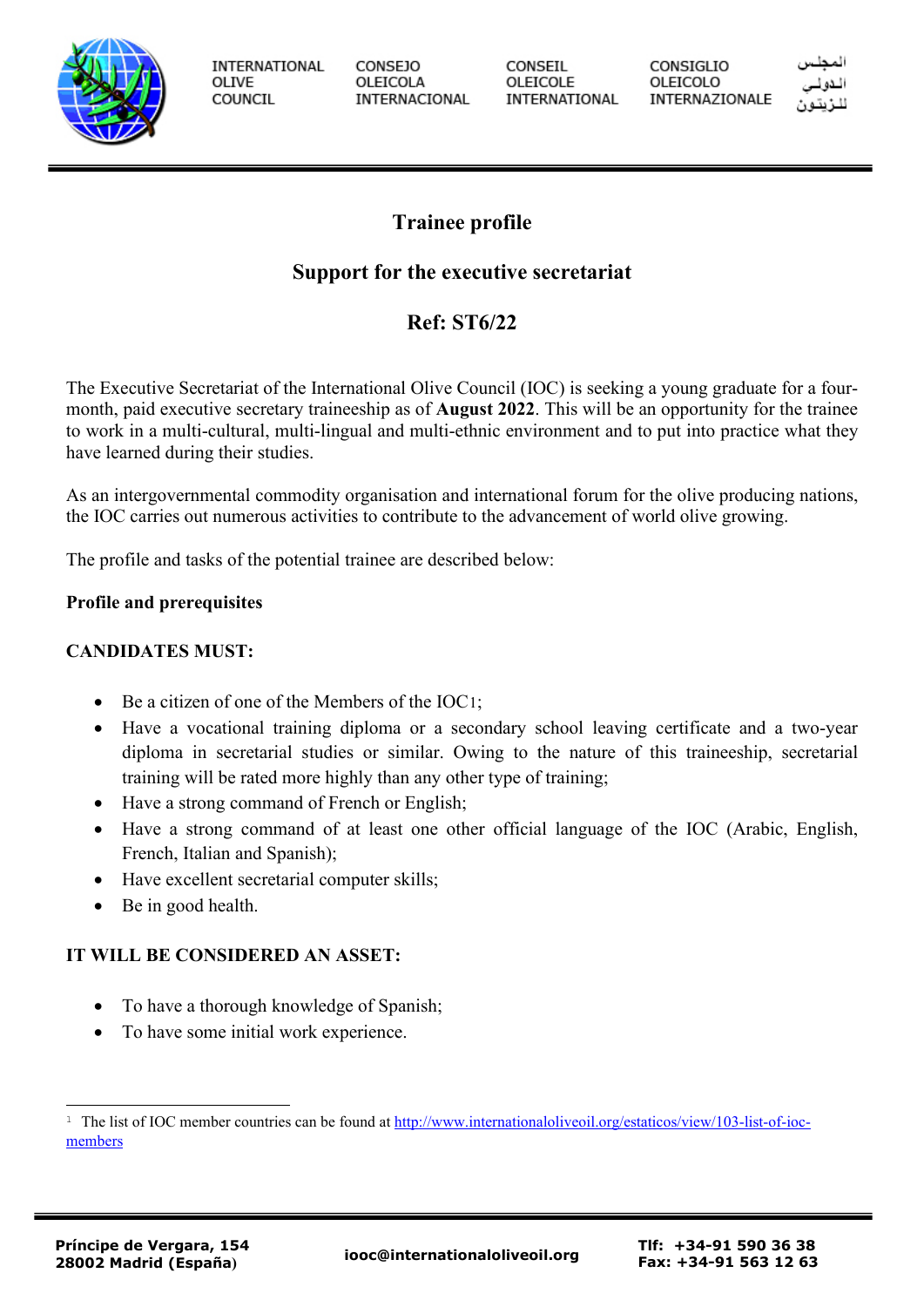INTERNATIONAL OLIVE COUNCIL

CONSEJO OLEICOLA INTERNACIONAL

CONSEIL OLEICOLE INTERNATIONAL

CONSIGLIO OLEICOLO INTERNAZIONALE

المجلس الدولي للزيتون

# Trainee profile

## Support for the executive secretariat

## Ref: ST6/22

The Executive Secretariat of the International Olive Council (IOC) is seeking a young graduate for a four-month, paid executive secretary traineeship as of **August 2022**. This will be an opportunity for the trainee to work in a multi-cultural, multi-lingual and multi-ethnic environment and to put into practice what they have learned during their studies.

As an intergovernmental commodity organisation and international forum for the olive producing nations, the IOC carries out numerous activities to contribute to the advancement of world olive growing.

The profile and tasks of the potential trainee are described below:

**Profile and prerequisites**

**CANDIDATES MUST:**

- Be a citizen of one of the Members of the IOC[1];
- Have a vocational training diploma or a secondary school leaving certificate and a two-year diploma in secretarial studies or similar. Owing to the nature of this traineeship, secretarial training will be rated more highly than any other type of training;
- Have a strong command of French or English;
- Have a strong command of at least one other official language of the IOC (Arabic, English, French, Italian and Spanish);
- Have excellent secretarial computer skills;
- Be in good health.

**IT WILL BE CONSIDERED AN ASSET:**

- To have a thorough knowledge of Spanish;
- To have some initial work experience.

[1] The list of IOC member countries can be found at http://www.internationaloliveoil.org/estaticos/view/103-list-of-ioc-members

Príncipe de Vergara, 154
28002 Madrid (España)

iooc@internationaloliveoil.org

Tlf: +34-91 590 36 38
Fax: +34-91 563 12 63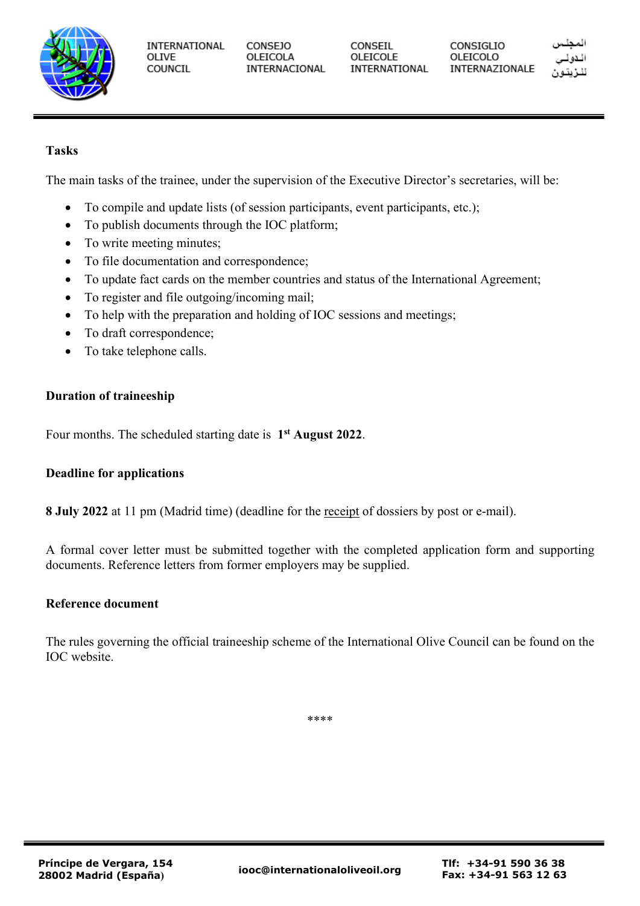**Tasks**

The main tasks of the trainee, under the supervision of the Executive Director's secretaries, will be:

- To compile and update lists (of session participants, event participants, etc.);
- To publish documents through the IOC platform;
- To write meeting minutes;
- To file documentation and correspondence;
- To update fact cards on the member countries and status of the International Agreement;
- To register and file outgoing/incoming mail;
- To help with the preparation and holding of IOC sessions and meetings;
- To draft correspondence;
- To take telephone calls.

**Duration of traineeship**

Four months. The scheduled starting date is **1st August 2022**.

**Deadline for applications**

**8 July 2022** at 11 pm (Madrid time) (deadline for the receipt of dossiers by post or e-mail).

A formal cover letter must be submitted together with the completed application form and supporting documents. Reference letters from former employers may be supplied.

**Reference document**

The rules governing the official traineeship scheme of the International Olive Council can be found on the IOC website.

\*\*\*\*